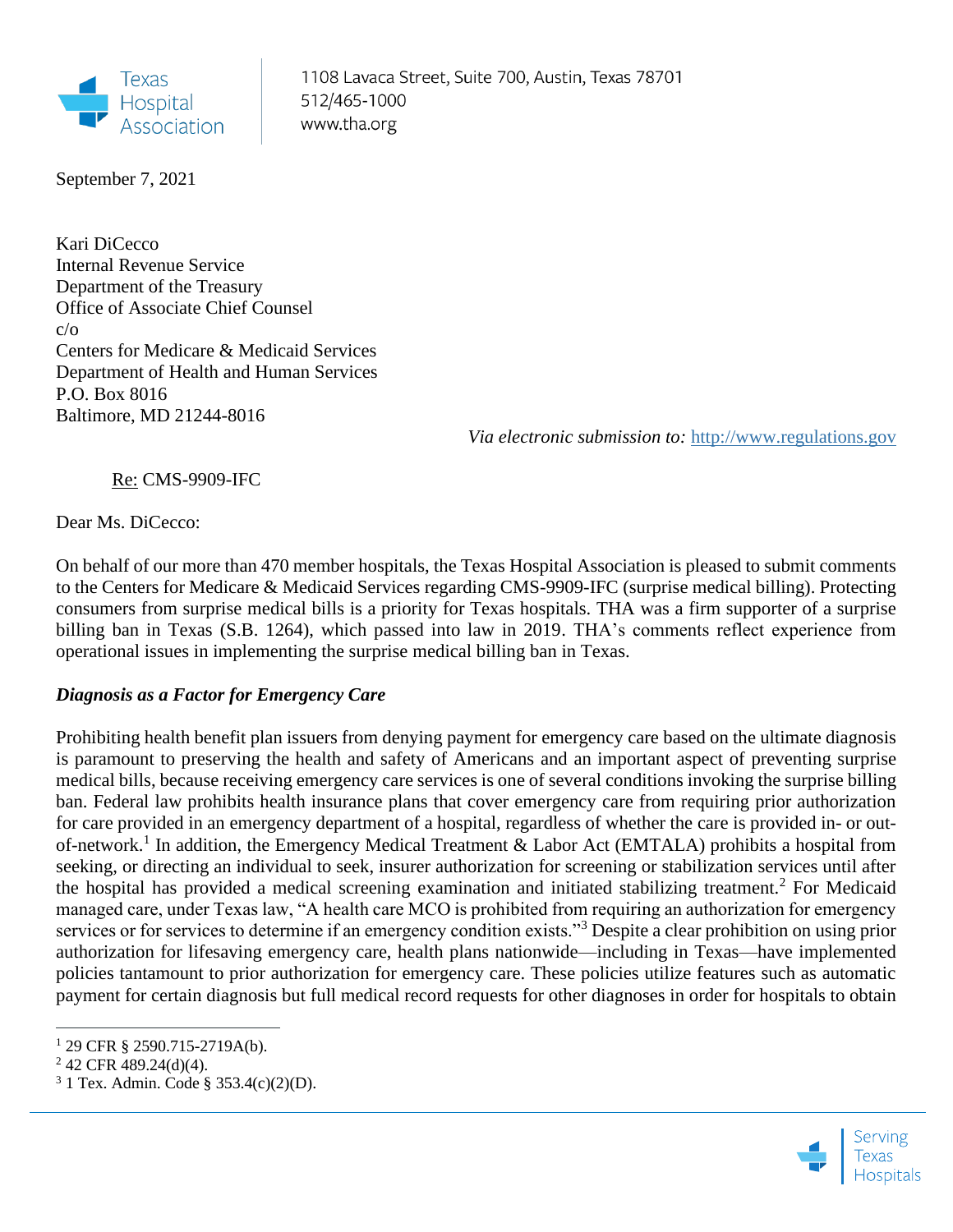Texas Hospital Association

1108 Lavaca Street, Suite 700, Austin, Texas 78701
512/465-1000
www.tha.org

September 7, 2021

Kari DiCecco
Internal Revenue Service
Department of the Treasury
Office of Associate Chief Counsel
c/o
Centers for Medicare & Medicaid Services
Department of Health and Human Services
P.O. Box 8016
Baltimore, MD 21244-8016

*Via electronic submission to:* http://www.regulations.gov

Re: CMS-9909-IFC

Dear Ms. DiCecco:

On behalf of our more than 470 member hospitals, the Texas Hospital Association is pleased to submit comments to the Centers for Medicare & Medicaid Services regarding CMS-9909-IFC (surprise medical billing). Protecting consumers from surprise medical bills is a priority for Texas hospitals. THA was a firm supporter of a surprise billing ban in Texas (S.B. 1264), which passed into law in 2019. THA's comments reflect experience from operational issues in implementing the surprise medical billing ban in Texas.

***Diagnosis as a Factor for Emergency Care***

Prohibiting health benefit plan issuers from denying payment for emergency care based on the ultimate diagnosis is paramount to preserving the health and safety of Americans and an important aspect of preventing surprise medical bills, because receiving emergency care services is one of several conditions invoking the surprise billing ban. Federal law prohibits health insurance plans that cover emergency care from requiring prior authorization for care provided in an emergency department of a hospital, regardless of whether the care is provided in- or out-of-network.[1] In addition, the Emergency Medical Treatment & Labor Act (EMTALA) prohibits a hospital from seeking, or directing an individual to seek, insurer authorization for screening or stabilization services until after the hospital has provided a medical screening examination and initiated stabilizing treatment.[2] For Medicaid managed care, under Texas law, "A health care MCO is prohibited from requiring an authorization for emergency services or for services to determine if an emergency condition exists."[3] Despite a clear prohibition on using prior authorization for lifesaving emergency care, health plans nationwide—including in Texas—have implemented policies tantamount to prior authorization for emergency care. These policies utilize features such as automatic payment for certain diagnosis but full medical record requests for other diagnoses in order for hospitals to obtain

[1] 29 CFR § 2590.715-2719A(b).
[2] 42 CFR 489.24(d)(4).
[3] 1 Tex. Admin. Code § 353.4(c)(2)(D).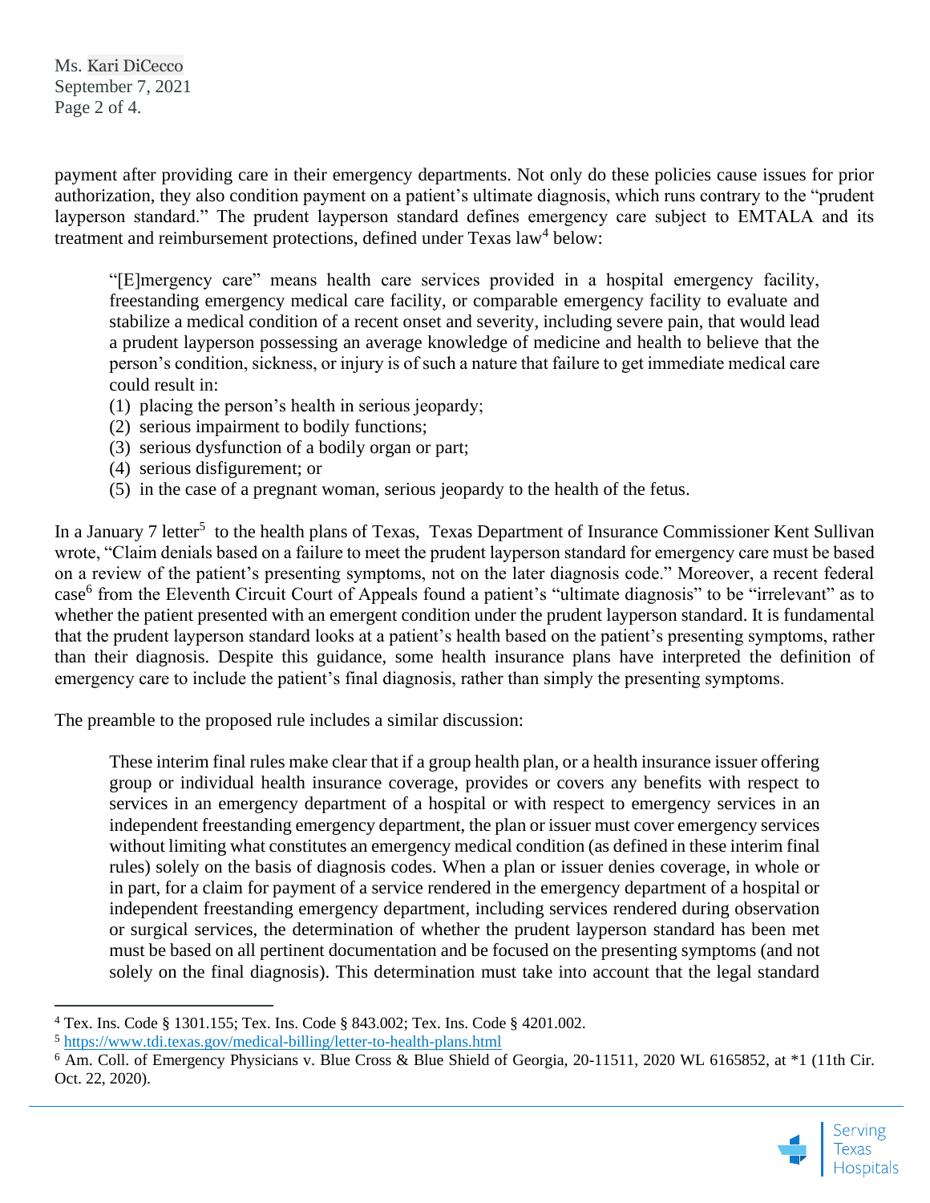payment after providing care in their emergency departments. Not only do these policies cause issues for prior authorization, they also condition payment on a patient's ultimate diagnosis, which runs contrary to the "prudent layperson standard." The prudent layperson standard defines emergency care subject to EMTALA and its treatment and reimbursement protections, defined under Texas law[4] below:

> "[E]mergency care" means health care services provided in a hospital emergency facility, freestanding emergency medical care facility, or comparable emergency facility to evaluate and stabilize a medical condition of a recent onset and severity, including severe pain, that would lead a prudent layperson possessing an average knowledge of medicine and health to believe that the person's condition, sickness, or injury is of such a nature that failure to get immediate medical care could result in:
> (1) placing the person's health in serious jeopardy;
> (2) serious impairment to bodily functions;
> (3) serious dysfunction of a bodily organ or part;
> (4) serious disfigurement; or
> (5) in the case of a pregnant woman, serious jeopardy to the health of the fetus.

In a January 7 letter[5] to the health plans of Texas, Texas Department of Insurance Commissioner Kent Sullivan wrote, "Claim denials based on a failure to meet the prudent layperson standard for emergency care must be based on a review of the patient's presenting symptoms, not on the later diagnosis code." Moreover, a recent federal case[6] from the Eleventh Circuit Court of Appeals found a patient's "ultimate diagnosis" to be "irrelevant" as to whether the patient presented with an emergent condition under the prudent layperson standard. It is fundamental that the prudent layperson standard looks at a patient's health based on the patient's presenting symptoms, rather than their diagnosis. Despite this guidance, some health insurance plans have interpreted the definition of emergency care to include the patient's final diagnosis, rather than simply the presenting symptoms.

The preamble to the proposed rule includes a similar discussion:

> These interim final rules make clear that if a group health plan, or a health insurance issuer offering group or individual health insurance coverage, provides or covers any benefits with respect to services in an emergency department of a hospital or with respect to emergency services in an independent freestanding emergency department, the plan or issuer must cover emergency services without limiting what constitutes an emergency medical condition (as defined in these interim final rules) solely on the basis of diagnosis codes. When a plan or issuer denies coverage, in whole or in part, for a claim for payment of a service rendered in the emergency department of a hospital or independent freestanding emergency department, including services rendered during observation or surgical services, the determination of whether the prudent layperson standard has been met must be based on all pertinent documentation and be focused on the presenting symptoms (and not solely on the final diagnosis). This determination must take into account that the legal standard

---

[4] Tex. Ins. Code § 1301.155; Tex. Ins. Code § 843.002; Tex. Ins. Code § 4201.002.

[5] https://www.tdi.texas.gov/medical-billing/letter-to-health-plans.html

[6] Am. Coll. of Emergency Physicians v. Blue Cross & Blue Shield of Georgia, 20-11511, 2020 WL 6165852, at *1 (11th Cir. Oct. 22, 2020).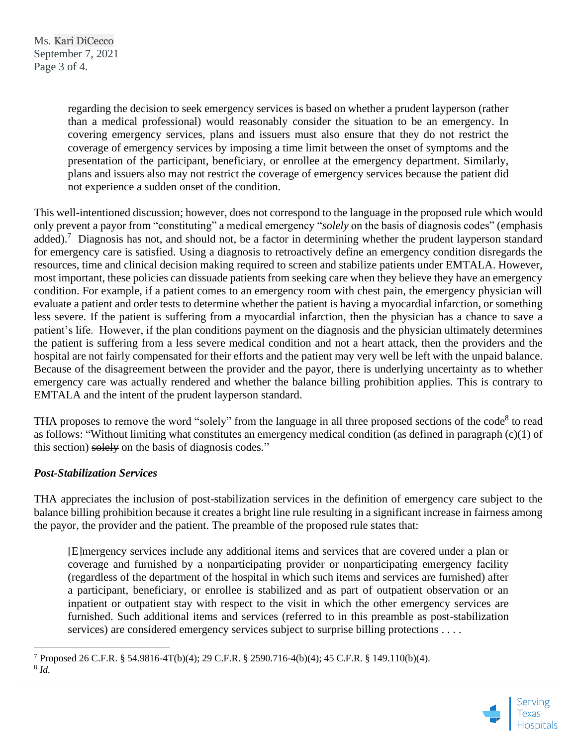> regarding the decision to seek emergency services is based on whether a prudent layperson (rather than a medical professional) would reasonably consider the situation to be an emergency. In covering emergency services, plans and issuers must also ensure that they do not restrict the coverage of emergency services by imposing a time limit between the onset of symptoms and the presentation of the participant, beneficiary, or enrollee at the emergency department. Similarly, plans and issuers also may not restrict the coverage of emergency services because the patient did not experience a sudden onset of the condition.

This well-intentioned discussion; however, does not correspond to the language in the proposed rule which would only prevent a payor from "constituting" a medical emergency "*solely* on the basis of diagnosis codes" (emphasis added).[7] Diagnosis has not, and should not, be a factor in determining whether the prudent layperson standard for emergency care is satisfied. Using a diagnosis to retroactively define an emergency condition disregards the resources, time and clinical decision making required to screen and stabilize patients under EMTALA. However, most important, these policies can dissuade patients from seeking care when they believe they have an emergency condition. For example, if a patient comes to an emergency room with chest pain, the emergency physician will evaluate a patient and order tests to determine whether the patient is having a myocardial infarction, or something less severe. If the patient is suffering from a myocardial infarction, then the physician has a chance to save a patient's life. However, if the plan conditions payment on the diagnosis and the physician ultimately determines the patient is suffering from a less severe medical condition and not a heart attack, then the providers and the hospital are not fairly compensated for their efforts and the patient may very well be left with the unpaid balance. Because of the disagreement between the provider and the payor, there is underlying uncertainty as to whether emergency care was actually rendered and whether the balance billing prohibition applies. This is contrary to EMTALA and the intent of the prudent layperson standard.

THA proposes to remove the word "solely" from the language in all three proposed sections of the code[8] to read as follows: "Without limiting what constitutes an emergency medical condition (as defined in paragraph (c)(1) of this section) ~~solely~~ on the basis of diagnosis codes."

***Post-Stabilization Services***

THA appreciates the inclusion of post-stabilization services in the definition of emergency care subject to the balance billing prohibition because it creates a bright line rule resulting in a significant increase in fairness among the payor, the provider and the patient. The preamble of the proposed rule states that:

> [E]mergency services include any additional items and services that are covered under a plan or coverage and furnished by a nonparticipating provider or nonparticipating emergency facility (regardless of the department of the hospital in which such items and services are furnished) after a participant, beneficiary, or enrollee is stabilized and as part of outpatient observation or an inpatient or outpatient stay with respect to the visit in which the other emergency services are furnished. Such additional items and services (referred to in this preamble as post-stabilization services) are considered emergency services subject to surprise billing protections . . . .

---

[7] Proposed 26 C.F.R. § 54.9816-4T(b)(4); 29 C.F.R. § 2590.716-4(b)(4); 45 C.F.R. § 149.110(b)(4).

[8] *Id.*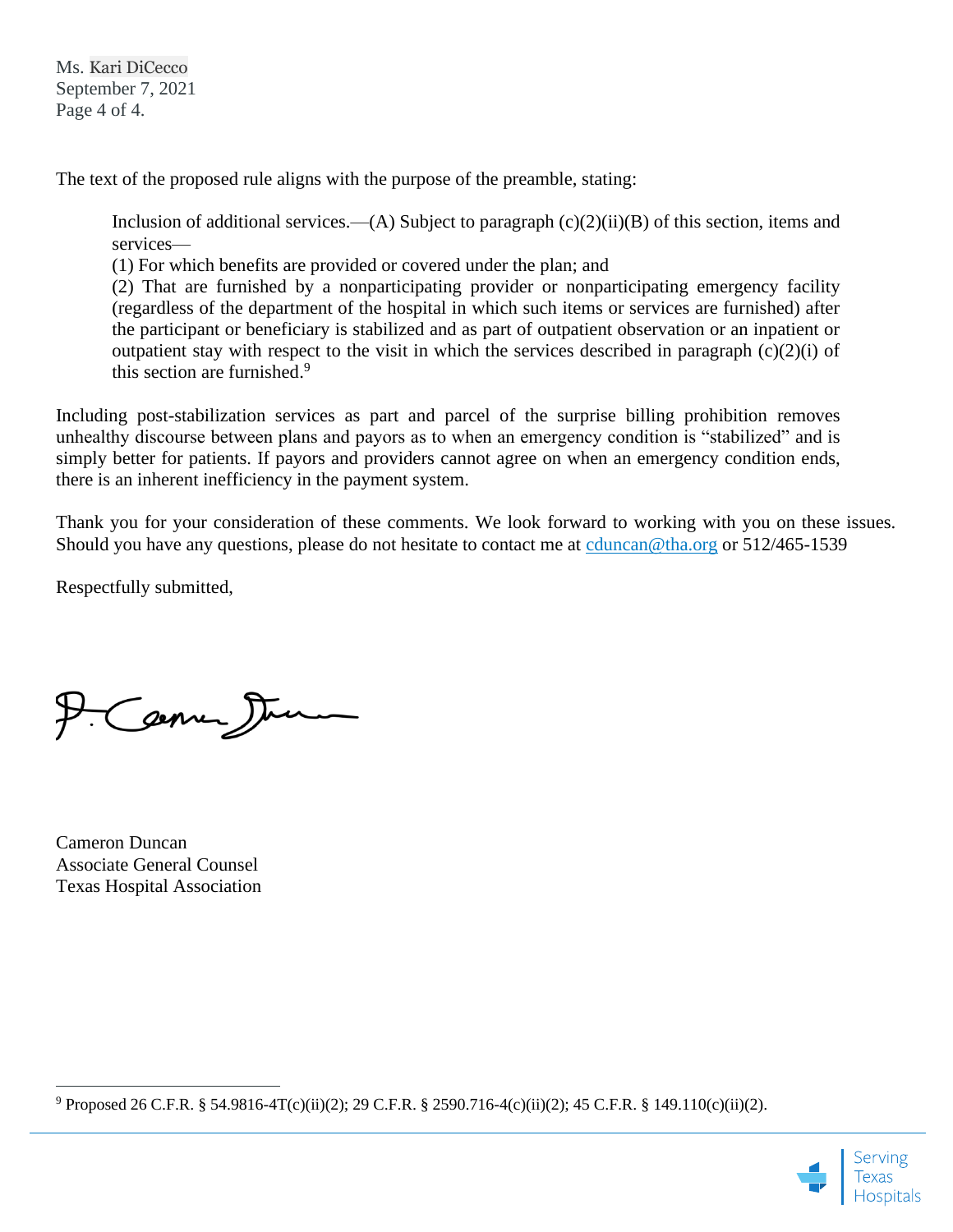The text of the proposed rule aligns with the purpose of the preamble, stating:

> Inclusion of additional services.—(A) Subject to paragraph (c)(2)(ii)(B) of this section, items and services—
>
> (1) For which benefits are provided or covered under the plan; and
>
> (2) That are furnished by a nonparticipating provider or nonparticipating emergency facility (regardless of the department of the hospital in which such items or services are furnished) after the participant or beneficiary is stabilized and as part of outpatient observation or an inpatient or outpatient stay with respect to the visit in which the services described in paragraph (c)(2)(i) of this section are furnished.[9]

Including post-stabilization services as part and parcel of the surprise billing prohibition removes unhealthy discourse between plans and payors as to when an emergency condition is "stabilized" and is simply better for patients. If payors and providers cannot agree on when an emergency condition ends, there is an inherent inefficiency in the payment system.

Thank you for your consideration of these comments. We look forward to working with you on these issues. Should you have any questions, please do not hesitate to contact me at cduncan@tha.org or 512/465-1539

Respectfully submitted,

Cameron Duncan
Associate General Counsel
Texas Hospital Association

---

[9] Proposed 26 C.F.R. § 54.9816-4T(c)(ii)(2); 29 C.F.R. § 2590.716-4(c)(ii)(2); 45 C.F.R. § 149.110(c)(ii)(2).